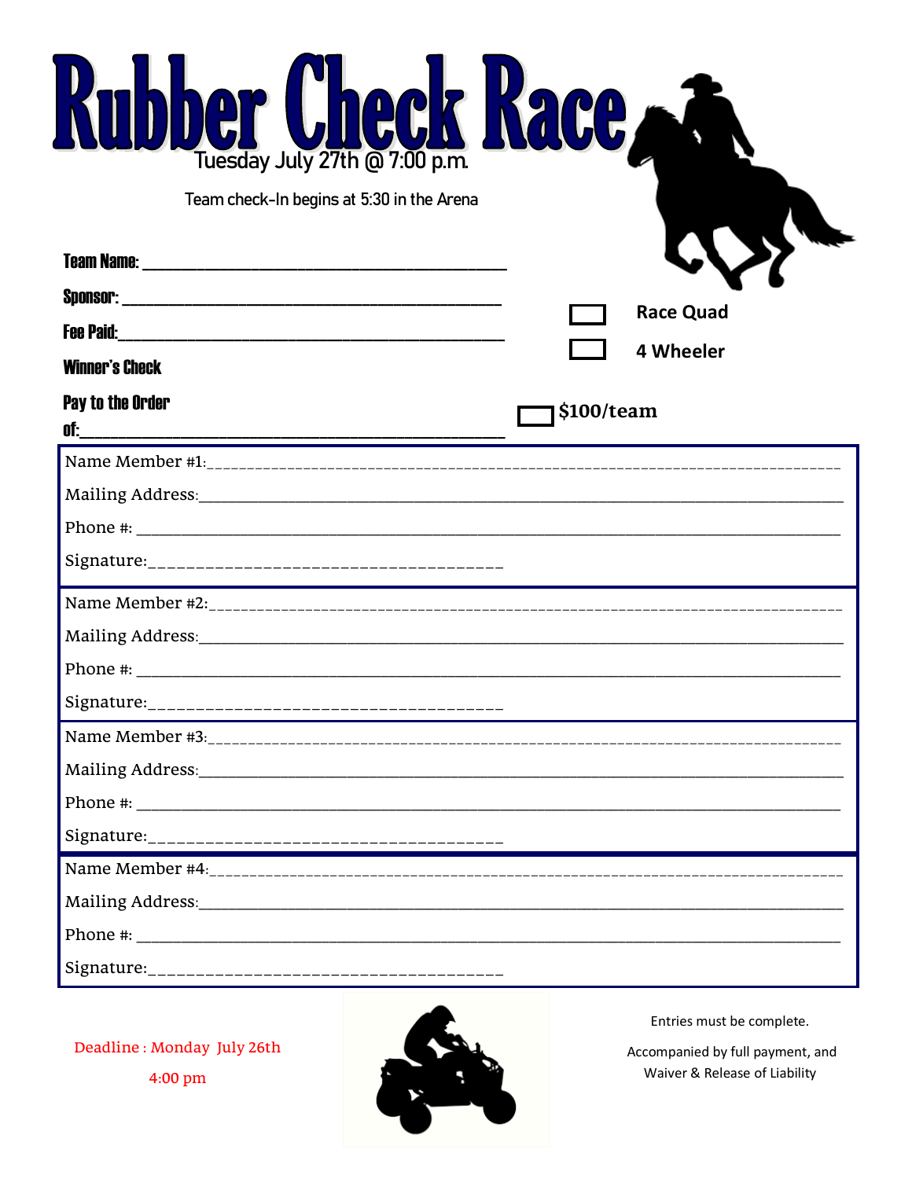# Rubber Check Race

Tuesday July 27th @ 7:00 p.m.

Team check-In begins at 5:30 in the Arena

**Team Name:** ________________________________

**Sponsor:** ________________________________

**Fee Paid:** ________________________________

**Winner's Check**

**Pay to the Order of:** ________________________________

☐ **Race Quad**

☐ **4 Wheeler**

☐ **$100/team**

Name Member #1: ________________________________

Mailing Address: ________________________________

Phone #: ________________________________

Signature: ________________________________

Name Member #2: ________________________________

Mailing Address: ________________________________

Phone #: ________________________________

Signature: ________________________________

Name Member #3: ________________________________

Mailing Address: ________________________________

Phone #: ________________________________

Signature: ________________________________

Name Member #4: ________________________________

Mailing Address: ________________________________

Phone #: ________________________________

Signature: ________________________________

Deadline : Monday July 26th
4:00 pm

Entries must be complete.

Accompanied by full payment, and Waiver & Release of Liability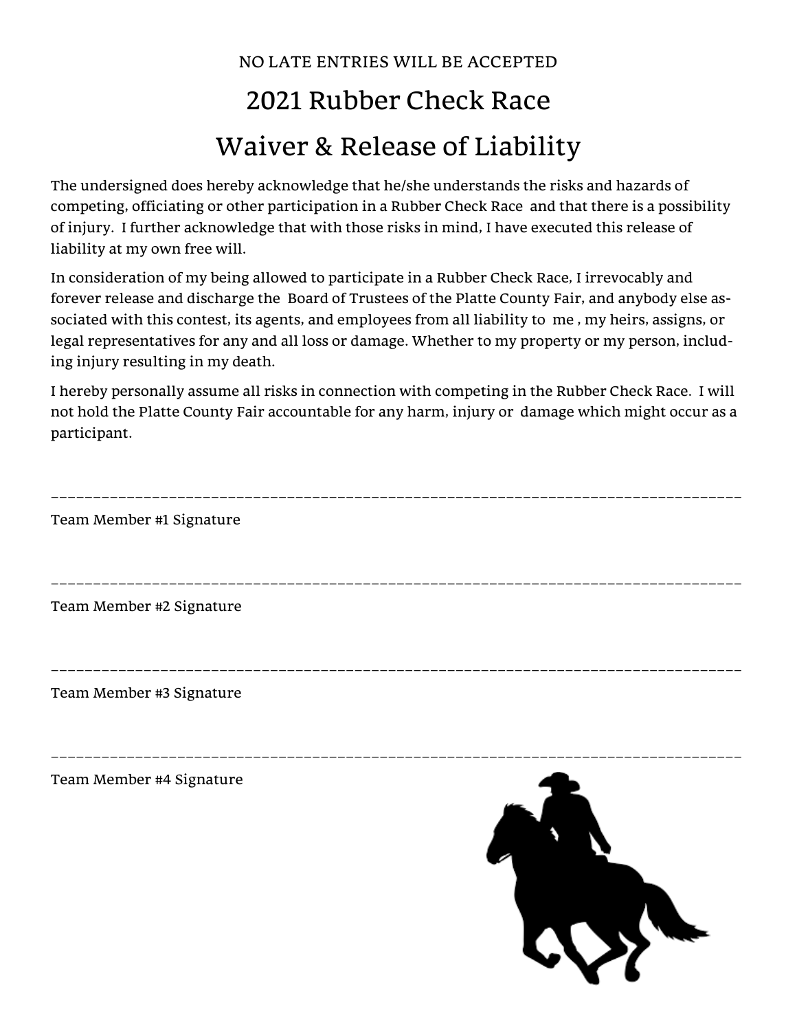NO LATE ENTRIES WILL BE ACCEPTED

# 2021 Rubber Check Race

# Waiver & Release of Liability

The undersigned does hereby acknowledge that he/she understands the risks and hazards of competing, officiating or other participation in a Rubber Check Race and that there is a possibility of injury. I further acknowledge that with those risks in mind, I have executed this release of liability at my own free will.

In consideration of my being allowed to participate in a Rubber Check Race, I irrevocably and forever release and discharge the Board of Trustees of the Platte County Fair, and anybody else associated with this contest, its agents, and employees from all liability to me , my heirs, assigns, or legal representatives for any and all loss or damage. Whether to my property or my person, including injury resulting in my death.

I hereby personally assume all risks in connection with competing in the Rubber Check Race. I will not hold the Platte County Fair accountable for any harm, injury or damage which might occur as a participant.

\_\_\_\_\_\_\_\_\_\_\_\_\_\_\_\_\_\_\_\_\_\_\_\_\_\_\_\_\_\_\_\_\_\_\_\_\_\_\_\_\_\_\_\_\_\_\_\_\_\_\_\_\_\_\_\_\_\_\_\_\_\_\_\_\_\_\_\_\_\_\_\_\_\_\_\_\_\_

Team Member #1 Signature

\_\_\_\_\_\_\_\_\_\_\_\_\_\_\_\_\_\_\_\_\_\_\_\_\_\_\_\_\_\_\_\_\_\_\_\_\_\_\_\_\_\_\_\_\_\_\_\_\_\_\_\_\_\_\_\_\_\_\_\_\_\_\_\_\_\_\_\_\_\_\_\_\_\_\_\_\_\_

Team Member #2 Signature

\_\_\_\_\_\_\_\_\_\_\_\_\_\_\_\_\_\_\_\_\_\_\_\_\_\_\_\_\_\_\_\_\_\_\_\_\_\_\_\_\_\_\_\_\_\_\_\_\_\_\_\_\_\_\_\_\_\_\_\_\_\_\_\_\_\_\_\_\_\_\_\_\_\_\_\_\_\_

Team Member #3 Signature

\_\_\_\_\_\_\_\_\_\_\_\_\_\_\_\_\_\_\_\_\_\_\_\_\_\_\_\_\_\_\_\_\_\_\_\_\_\_\_\_\_\_\_\_\_\_\_\_\_\_\_\_\_\_\_\_\_\_\_\_\_\_\_\_\_\_\_\_\_\_\_\_\_\_\_\_\_\_

Team Member #4 Signature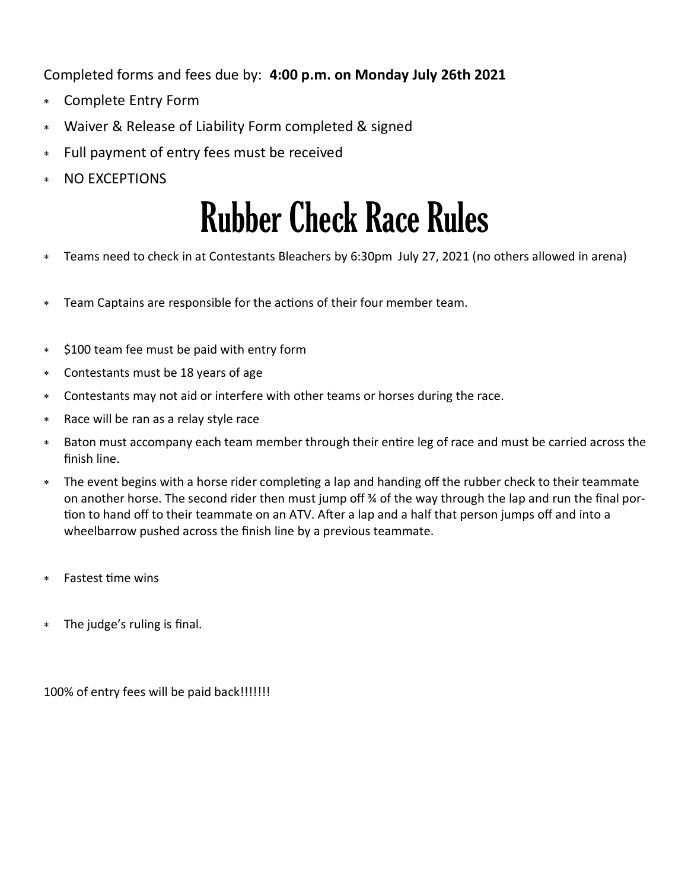Completed forms and fees due by: **4:00 p.m. on Monday July 26th 2021**

- Complete Entry Form
- Waiver & Release of Liability Form completed & signed
- Full payment of entry fees must be received
- NO EXCEPTIONS

# Rubber Check Race Rules

- Teams need to check in at Contestants Bleachers by 6:30pm July 27, 2021 (no others allowed in arena)
- Team Captains are responsible for the actions of their four member team.
- $100 team fee must be paid with entry form
- Contestants must be 18 years of age
- Contestants may not aid or interfere with other teams or horses during the race.
- Race will be ran as a relay style race
- Baton must accompany each team member through their entire leg of race and must be carried across the finish line.
- The event begins with a horse rider completing a lap and handing off the rubber check to their teammate on another horse. The second rider then must jump off ¾ of the way through the lap and run the final portion to hand off to their teammate on an ATV. After a lap and a half that person jumps off and into a wheelbarrow pushed across the finish line by a previous teammate.
- Fastest time wins
- The judge's ruling is final.

100% of entry fees will be paid back!!!!!!!